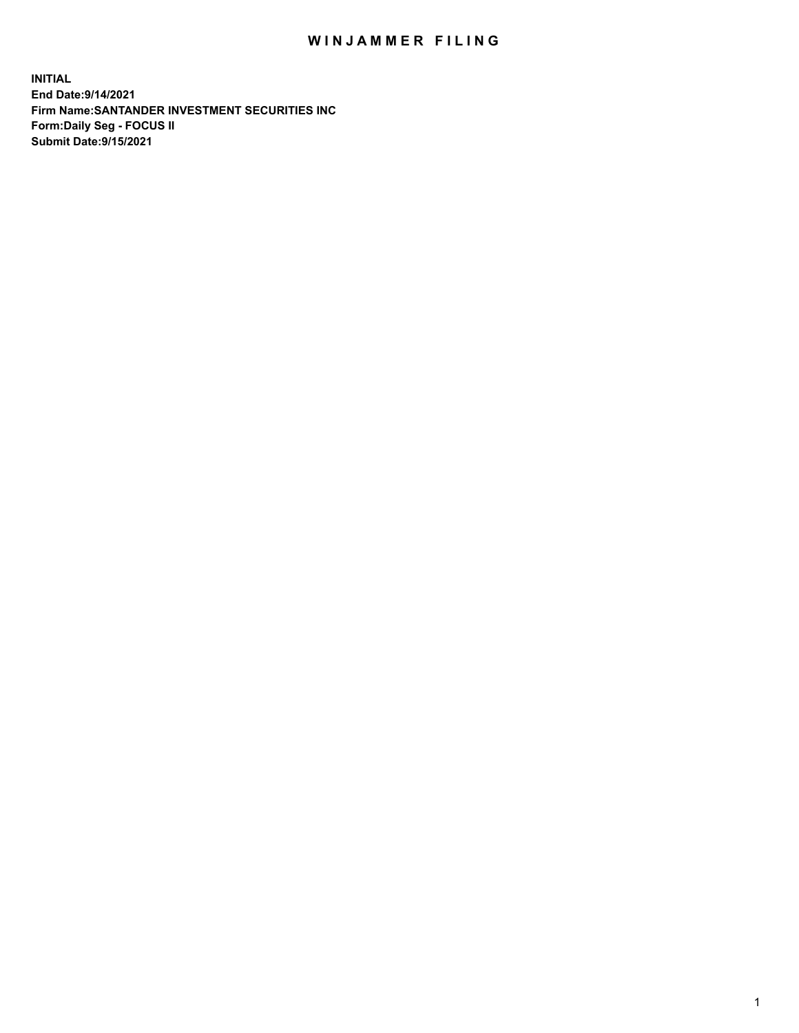# WINJAMMER FILING

**INITIAL**
**End Date:9/14/2021**
**Firm Name:SANTANDER INVESTMENT SECURITIES INC**
**Form:Daily Seg - FOCUS II**
**Submit Date:9/15/2021**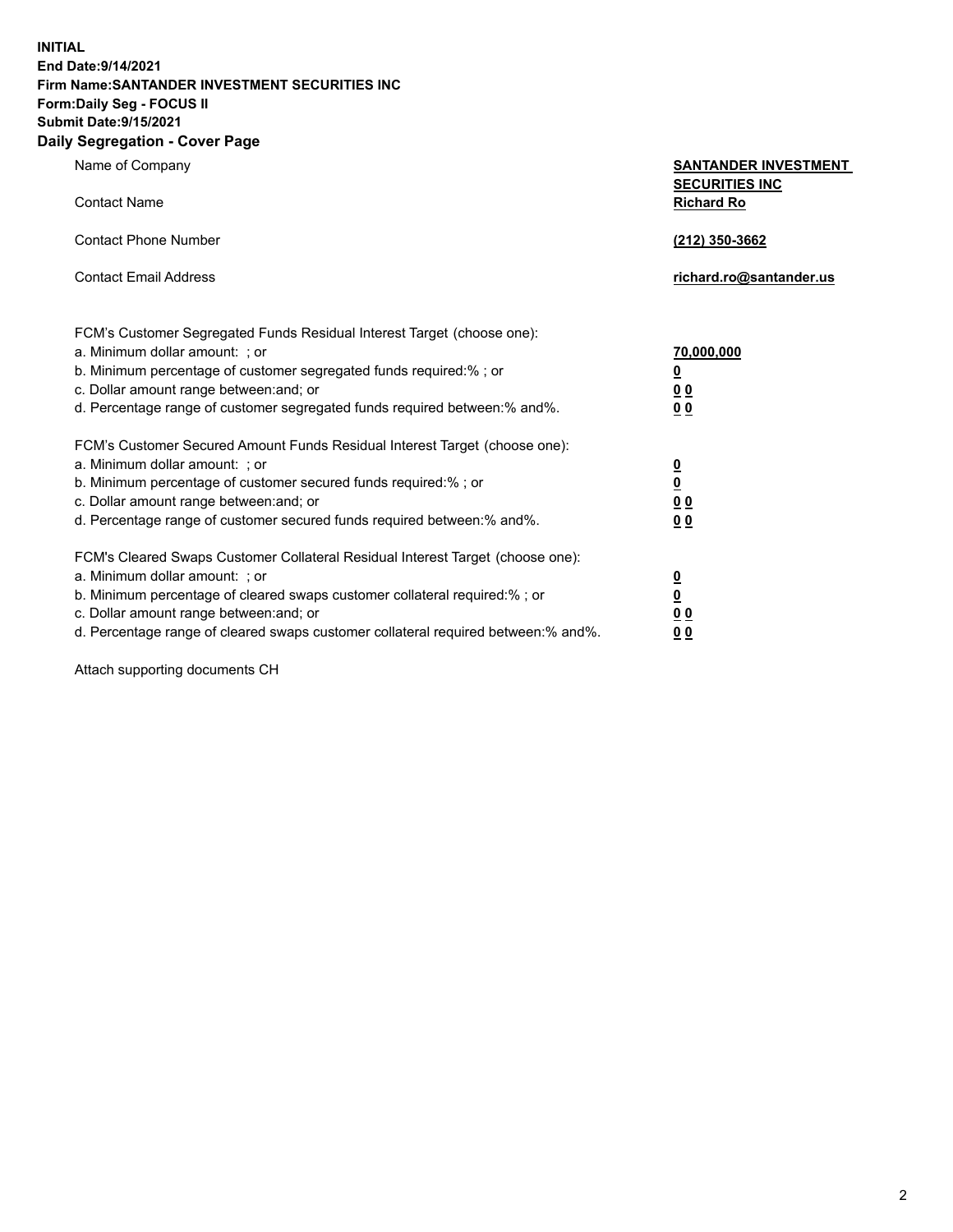**INITIAL**
**End Date:9/14/2021**
**Firm Name:SANTANDER INVESTMENT SECURITIES INC**
**Form:Daily Seg - FOCUS II**
**Submit Date:9/15/2021**

## Daily Segregation - Cover Page

| | |
|---|---|
| Name of Company | **SANTANDER INVESTMENT SECURITIES INC** |
| Contact Name | **Richard Ro** |
| Contact Phone Number | **(212) 350-3662** |
| Contact Email Address | **richard.ro@santander.us** |

FCM's Customer Segregated Funds Residual Interest Target (choose one):

| | |
|---|---|
| a. Minimum dollar amount: ; or | **70,000,000** |
| b. Minimum percentage of customer segregated funds required:% ; or | **0** |
| c. Dollar amount range between:and; or | **0 0** |
| d. Percentage range of customer segregated funds required between:% and%. | **0 0** |

FCM's Customer Secured Amount Funds Residual Interest Target (choose one):

| | |
|---|---|
| a. Minimum dollar amount: ; or | **0** |
| b. Minimum percentage of customer secured funds required:% ; or | **0** |
| c. Dollar amount range between:and; or | **0 0** |
| d. Percentage range of customer secured funds required between:% and%. | **0 0** |

FCM's Cleared Swaps Customer Collateral Residual Interest Target (choose one):

| | |
|---|---|
| a. Minimum dollar amount: ; or | **0** |
| b. Minimum percentage of cleared swaps customer collateral required:% ; or | **0** |
| c. Dollar amount range between:and; or | **0 0** |
| d. Percentage range of cleared swaps customer collateral required between:% and%. | **0 0** |

Attach supporting documents CH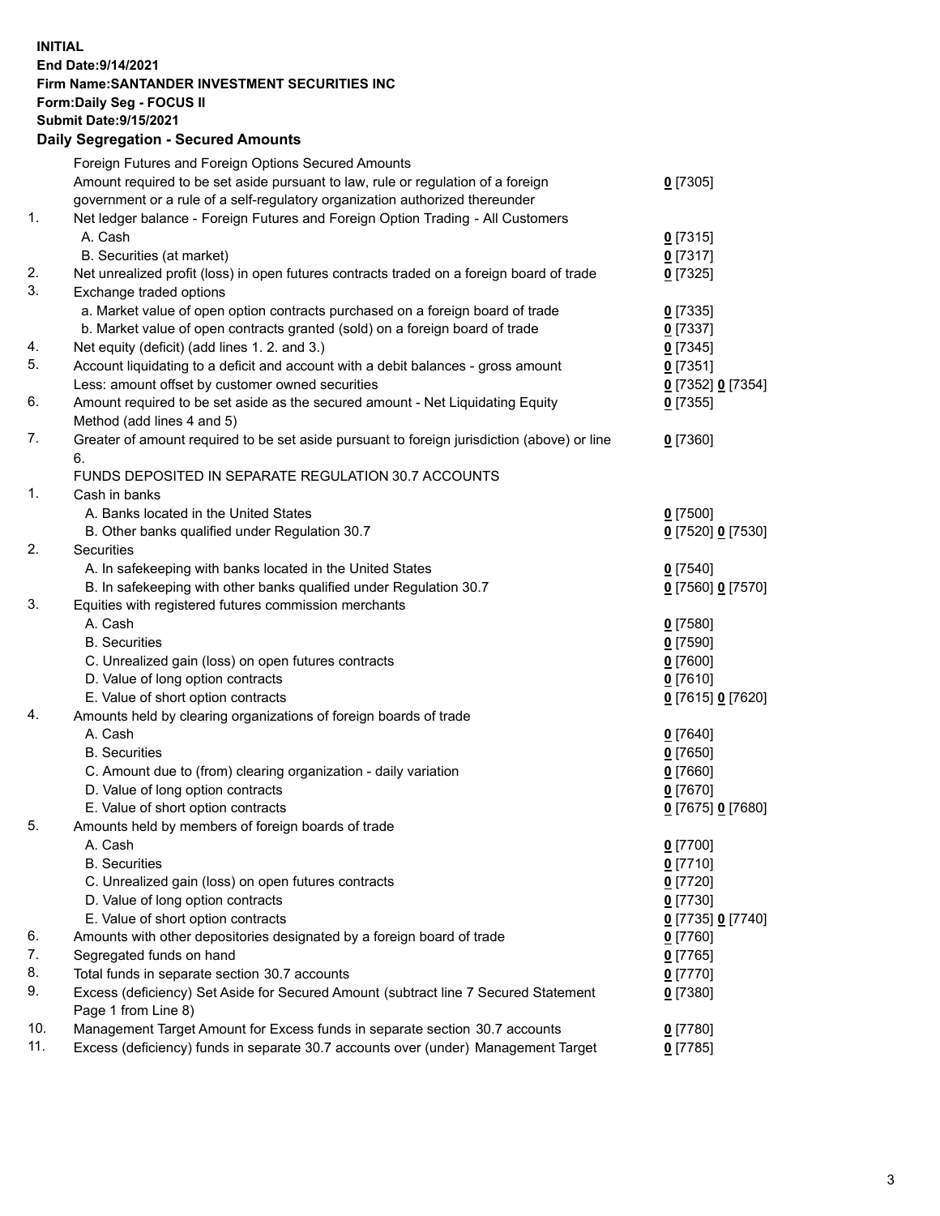**INITIAL**
**End Date:9/14/2021**
**Firm Name:SANTANDER INVESTMENT SECURITIES INC**
**Form:Daily Seg - FOCUS II**
**Submit Date:9/15/2021**

## Daily Segregation - Secured Amounts

| | | |
|---|---|---|
| | Foreign Futures and Foreign Options Secured Amounts | |
| | Amount required to be set aside pursuant to law, rule or regulation of a foreign government or a rule of a self-regulatory organization authorized thereunder | 0 [7305] |
| 1. | Net ledger balance - Foreign Futures and Foreign Option Trading - All Customers | |
| | A. Cash | 0 [7315] |
| | B. Securities (at market) | 0 [7317] |
| 2. | Net unrealized profit (loss) in open futures contracts traded on a foreign board of trade | 0 [7325] |
| 3. | Exchange traded options | |
| | a. Market value of open option contracts purchased on a foreign board of trade | 0 [7335] |
| | b. Market value of open contracts granted (sold) on a foreign board of trade | 0 [7337] |
| 4. | Net equity (deficit) (add lines 1. 2. and 3.) | 0 [7345] |
| 5. | Account liquidating to a deficit and account with a debit balances - gross amount | 0 [7351] |
| | Less: amount offset by customer owned securities | 0 [7352] 0 [7354] |
| 6. | Amount required to be set aside as the secured amount - Net Liquidating Equity Method (add lines 4 and 5) | 0 [7355] |
| 7. | Greater of amount required to be set aside pursuant to foreign jurisdiction (above) or line 6. | 0 [7360] |
| | FUNDS DEPOSITED IN SEPARATE REGULATION 30.7 ACCOUNTS | |
| 1. | Cash in banks | |
| | A. Banks located in the United States | 0 [7500] |
| | B. Other banks qualified under Regulation 30.7 | 0 [7520] 0 [7530] |
| 2. | Securities | |
| | A. In safekeeping with banks located in the United States | 0 [7540] |
| | B. In safekeeping with other banks qualified under Regulation 30.7 | 0 [7560] 0 [7570] |
| 3. | Equities with registered futures commission merchants | |
| | A. Cash | 0 [7580] |
| | B. Securities | 0 [7590] |
| | C. Unrealized gain (loss) on open futures contracts | 0 [7600] |
| | D. Value of long option contracts | 0 [7610] |
| | E. Value of short option contracts | 0 [7615] 0 [7620] |
| 4. | Amounts held by clearing organizations of foreign boards of trade | |
| | A. Cash | 0 [7640] |
| | B. Securities | 0 [7650] |
| | C. Amount due to (from) clearing organization - daily variation | 0 [7660] |
| | D. Value of long option contracts | 0 [7670] |
| | E. Value of short option contracts | 0 [7675] 0 [7680] |
| 5. | Amounts held by members of foreign boards of trade | |
| | A. Cash | 0 [7700] |
| | B. Securities | 0 [7710] |
| | C. Unrealized gain (loss) on open futures contracts | 0 [7720] |
| | D. Value of long option contracts | 0 [7730] |
| | E. Value of short option contracts | 0 [7735] 0 [7740] |
| 6. | Amounts with other depositories designated by a foreign board of trade | 0 [7760] |
| 7. | Segregated funds on hand | 0 [7765] |
| 8. | Total funds in separate section 30.7 accounts | 0 [7770] |
| 9. | Excess (deficiency) Set Aside for Secured Amount (subtract line 7 Secured Statement Page 1 from Line 8) | 0 [7380] |
| 10. | Management Target Amount for Excess funds in separate section 30.7 accounts | 0 [7780] |
| 11. | Excess (deficiency) funds in separate 30.7 accounts over (under) Management Target | 0 [7785] |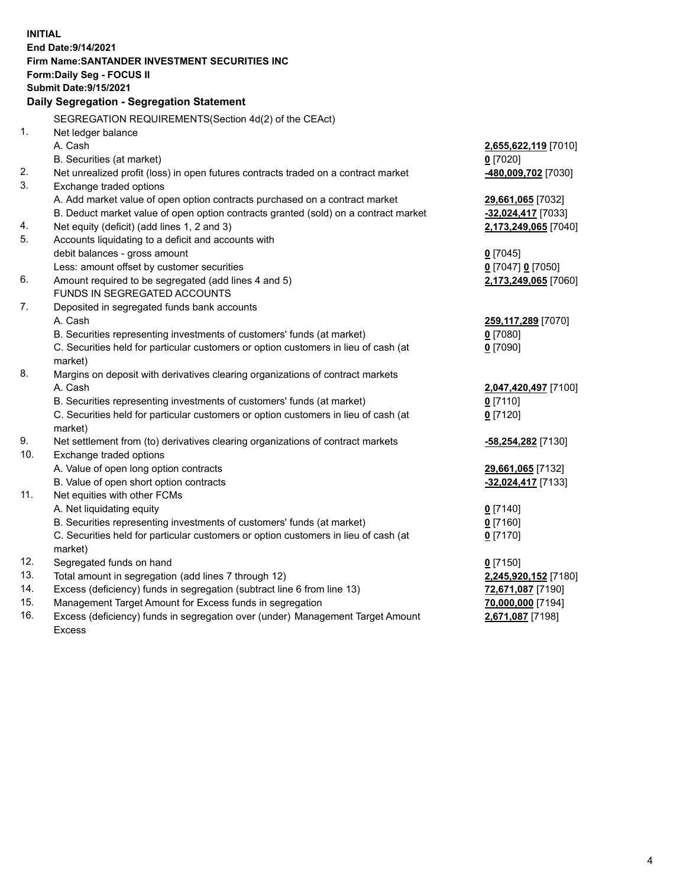**INITIAL**
**End Date:9/14/2021**
**Firm Name:SANTANDER INVESTMENT SECURITIES INC**
**Form:Daily Seg - FOCUS II**
**Submit Date:9/15/2021**

## Daily Segregation - Segregation Statement

SEGREGATION REQUIREMENTS(Section 4d(2) of the CEAct)

| | | |
|---|---|---|
| 1. | Net ledger balance | |
| | A. Cash | **2,655,622,119** [7010] |
| | B. Securities (at market) | **0** [7020] |
| 2. | Net unrealized profit (loss) in open futures contracts traded on a contract market | **-480,009,702** [7030] |
| 3. | Exchange traded options | |
| | A. Add market value of open option contracts purchased on a contract market | **29,661,065** [7032] |
| | B. Deduct market value of open option contracts granted (sold) on a contract market | **-32,024,417** [7033] |
| 4. | Net equity (deficit) (add lines 1, 2 and 3) | **2,173,249,065** [7040] |
| 5. | Accounts liquidating to a deficit and accounts with debit balances - gross amount | **0** [7045] |
| | Less: amount offset by customer securities | **0** [7047] **0** [7050] |
| 6. | Amount required to be segregated (add lines 4 and 5) | **2,173,249,065** [7060] |
| | FUNDS IN SEGREGATED ACCOUNTS | |
| 7. | Deposited in segregated funds bank accounts | |
| | A. Cash | **259,117,289** [7070] |
| | B. Securities representing investments of customers' funds (at market) | **0** [7080] |
| | C. Securities held for particular customers or option customers in lieu of cash (at market) | **0** [7090] |
| 8. | Margins on deposit with derivatives clearing organizations of contract markets | |
| | A. Cash | **2,047,420,497** [7100] |
| | B. Securities representing investments of customers' funds (at market) | **0** [7110] |
| | C. Securities held for particular customers or option customers in lieu of cash (at market) | **0** [7120] |
| 9. | Net settlement from (to) derivatives clearing organizations of contract markets | **-58,254,282** [7130] |
| 10. | Exchange traded options | |
| | A. Value of open long option contracts | **29,661,065** [7132] |
| | B. Value of open short option contracts | **-32,024,417** [7133] |
| 11. | Net equities with other FCMs | |
| | A. Net liquidating equity | **0** [7140] |
| | B. Securities representing investments of customers' funds (at market) | **0** [7160] |
| | C. Securities held for particular customers or option customers in lieu of cash (at market) | **0** [7170] |
| 12. | Segregated funds on hand | **0** [7150] |
| 13. | Total amount in segregation (add lines 7 through 12) | **2,245,920,152** [7180] |
| 14. | Excess (deficiency) funds in segregation (subtract line 6 from line 13) | **72,671,087** [7190] |
| 15. | Management Target Amount for Excess funds in segregation | **70,000,000** [7194] |
| 16. | Excess (deficiency) funds in segregation over (under) Management Target Amount Excess | **2,671,087** [7198] |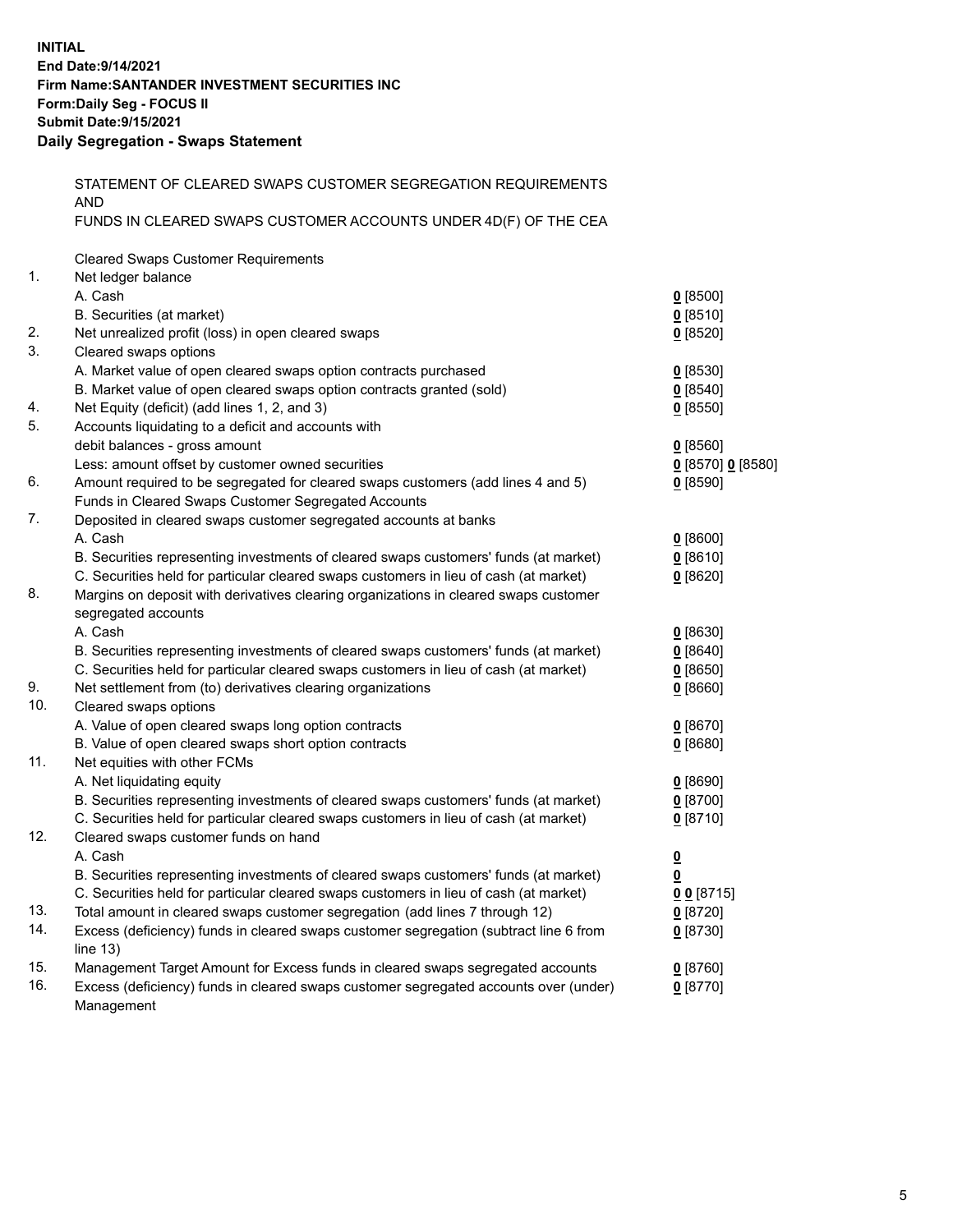**INITIAL**
**End Date:9/14/2021**
**Firm Name:SANTANDER INVESTMENT SECURITIES INC**
**Form:Daily Seg - FOCUS II**
**Submit Date:9/15/2021**
**Daily Segregation - Swaps Statement**

STATEMENT OF CLEARED SWAPS CUSTOMER SEGREGATION REQUIREMENTS AND FUNDS IN CLEARED SWAPS CUSTOMER ACCOUNTS UNDER 4D(F) OF THE CEA

| | | |
|---|---|---|
| | Cleared Swaps Customer Requirements | |
| 1. | Net ledger balance | |
| | A. Cash | 0 [8500] |
| | B. Securities (at market) | 0 [8510] |
| 2. | Net unrealized profit (loss) in open cleared swaps | 0 [8520] |
| 3. | Cleared swaps options | |
| | A. Market value of open cleared swaps option contracts purchased | 0 [8530] |
| | B. Market value of open cleared swaps option contracts granted (sold) | 0 [8540] |
| 4. | Net Equity (deficit) (add lines 1, 2, and 3) | 0 [8550] |
| 5. | Accounts liquidating to a deficit and accounts with debit balances - gross amount | 0 [8560] |
| | Less: amount offset by customer owned securities | 0 [8570] 0 [8580] |
| 6. | Amount required to be segregated for cleared swaps customers (add lines 4 and 5) | 0 [8590] |
| | Funds in Cleared Swaps Customer Segregated Accounts | |
| 7. | Deposited in cleared swaps customer segregated accounts at banks | |
| | A. Cash | 0 [8600] |
| | B. Securities representing investments of cleared swaps customers' funds (at market) | 0 [8610] |
| | C. Securities held for particular cleared swaps customers in lieu of cash (at market) | 0 [8620] |
| 8. | Margins on deposit with derivatives clearing organizations in cleared swaps customer segregated accounts | |
| | A. Cash | 0 [8630] |
| | B. Securities representing investments of cleared swaps customers' funds (at market) | 0 [8640] |
| | C. Securities held for particular cleared swaps customers in lieu of cash (at market) | 0 [8650] |
| 9. | Net settlement from (to) derivatives clearing organizations | 0 [8660] |
| 10. | Cleared swaps options | |
| | A. Value of open cleared swaps long option contracts | 0 [8670] |
| | B. Value of open cleared swaps short option contracts | 0 [8680] |
| 11. | Net equities with other FCMs | |
| | A. Net liquidating equity | 0 [8690] |
| | B. Securities representing investments of cleared swaps customers' funds (at market) | 0 [8700] |
| | C. Securities held for particular cleared swaps customers in lieu of cash (at market) | 0 [8710] |
| 12. | Cleared swaps customer funds on hand | |
| | A. Cash | 0 |
| | B. Securities representing investments of cleared swaps customers' funds (at market) | 0 |
| | C. Securities held for particular cleared swaps customers in lieu of cash (at market) | 0 0 [8715] |
| 13. | Total amount in cleared swaps customer segregation (add lines 7 through 12) | 0 [8720] |
| 14. | Excess (deficiency) funds in cleared swaps customer segregation (subtract line 6 from line 13) | 0 [8730] |
| 15. | Management Target Amount for Excess funds in cleared swaps segregated accounts | 0 [8760] |
| 16. | Excess (deficiency) funds in cleared swaps customer segregated accounts over (under) Management | 0 [8770] |